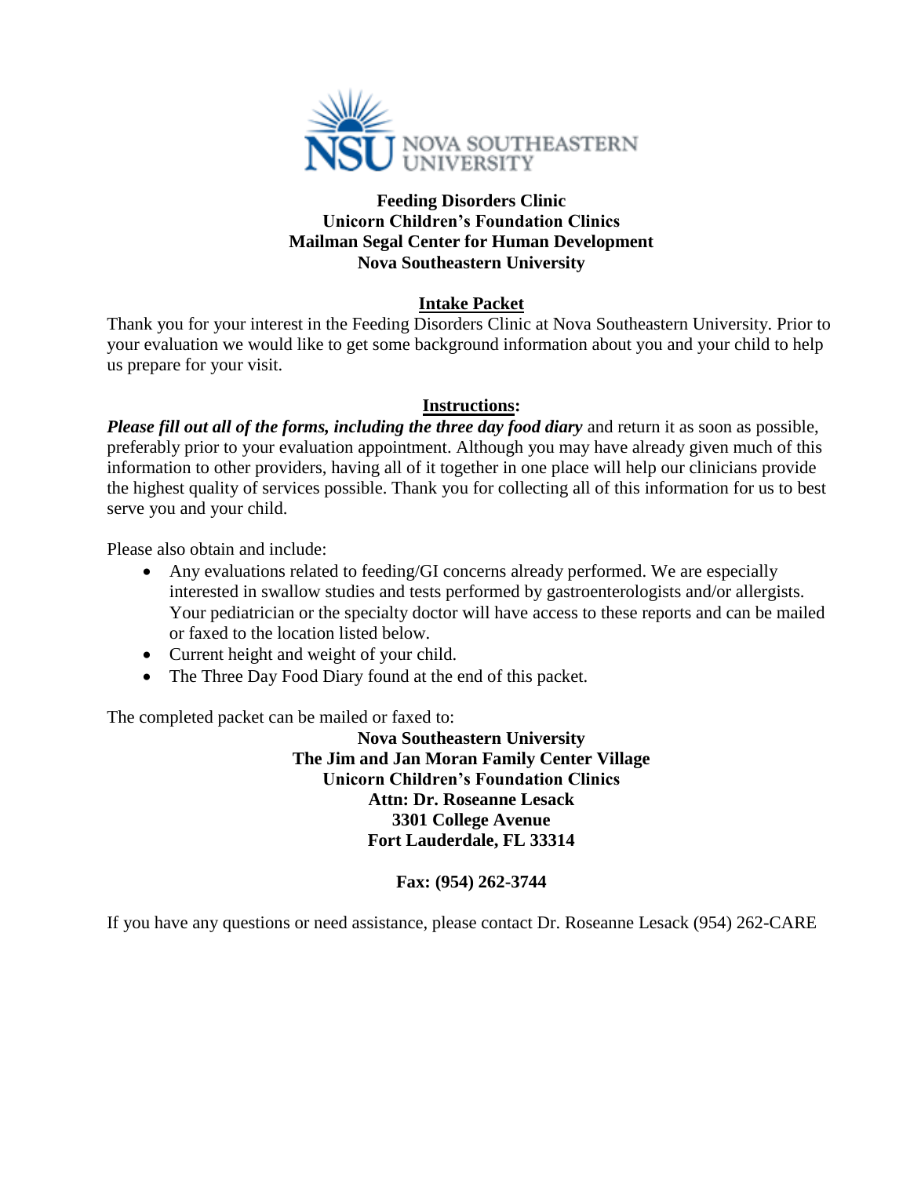**Feeding Disorders Clinic**
**Unicorn Children's Foundation Clinics**
**Mailman Segal Center for Human Development**
**Nova Southeastern University**

## Intake Packet

Thank you for your interest in the Feeding Disorders Clinic at Nova Southeastern University. Prior to your evaluation we would like to get some background information about you and your child to help us prepare for your visit.

**Instructions:**

***Please fill out all of the forms, including the three day food diary*** and return it as soon as possible, preferably prior to your evaluation appointment. Although you may have already given much of this information to other providers, having all of it together in one place will help our clinicians provide the highest quality of services possible. Thank you for collecting all of this information for us to best serve you and your child.

Please also obtain and include:

- Any evaluations related to feeding/GI concerns already performed. We are especially interested in swallow studies and tests performed by gastroenterologists and/or allergists. Your pediatrician or the specialty doctor will have access to these reports and can be mailed or faxed to the location listed below.
- Current height and weight of your child.
- The Three Day Food Diary found at the end of this packet.

The completed packet can be mailed or faxed to:

**Nova Southeastern University**
**The Jim and Jan Moran Family Center Village**
**Unicorn Children's Foundation Clinics**
**Attn: Dr. Roseanne Lesack**
**3301 College Avenue**
**Fort Lauderdale, FL 33314**

**Fax: (954) 262-3744**

If you have any questions or need assistance, please contact Dr. Roseanne Lesack (954) 262-CARE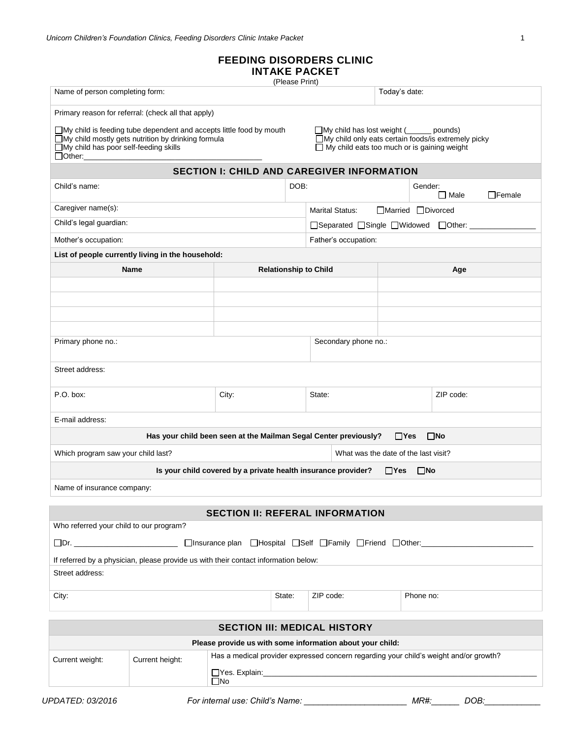# FEEDING DISORDERS CLINIC
# INTAKE PACKET

(Please Print)

| Name of person completing form: | Today's date: |
|---|---|

Primary reason for referral: (check all that apply)

- ☐ My child is feeding tube dependent and accepts little food by mouth
- ☐ My child mostly gets nutrition by drinking formula
- ☐ My child has poor self-feeding skills
- ☐ Other:_______________________________________
- ☐ My child has lost weight (______ pounds)
- ☐ My child only eats certain foods/is extremely picky
- ☐ My child eats too much or is gaining weight

## SECTION I: CHILD AND CAREGIVER INFORMATION

| Child's name: | DOB: | Gender: ☐ Male ☐ Female |
|---|---|---|
| Caregiver name(s): | Marital Status: ☐ Married ☐ Divorced | |
| Child's legal guardian: | ☐ Separated ☐ Single ☐ Widowed ☐ Other: _______________ | |
| Mother's occupation: | Father's occupation: | |

**List of people currently living in the household:**

| Name | Relationship to Child | Age |
|---|---|---|
| | | |
| | | |
| | | |
| | | |

| Primary phone no.: | | Secondary phone no.: | |
|---|---|---|---|
| Street address: | | | |
| P.O. box: | City: | State: | ZIP code: |
| E-mail address: | | | |

**Has your child been seen at the Mailman Segal Center previously?** ☐ **Yes** ☐ **No**

| Which program saw your child last? | What was the date of the last visit? |
|---|---|

**Is your child covered by a private health insurance provider?** ☐ **Yes** ☐ **No**

Name of insurance company:

## SECTION II: REFERAL INFORMATION

Who referred your child to our program?

☐ Dr. _______________________ ☐ Insurance plan ☐ Hospital ☐ Self ☐ Family ☐ Friend ☐ Other:_________________________

If referred by a physician, please provide us with their contact information below:

| Street address: | | | |
|---|---|---|---|
| City: | State: | ZIP code: | Phone no: |

## SECTION III: MEDICAL HISTORY

**Please provide us with some information about your child:**

| Current weight: | Current height: | Has a medical provider expressed concern regarding your child's weight and/or growth? ☐ Yes. Explain:_______________ ☐ No |
|---|---|---|

UPDATED: 03/2016

*For internal use: Child's Name: ______________________ MR#:______ DOB:____________*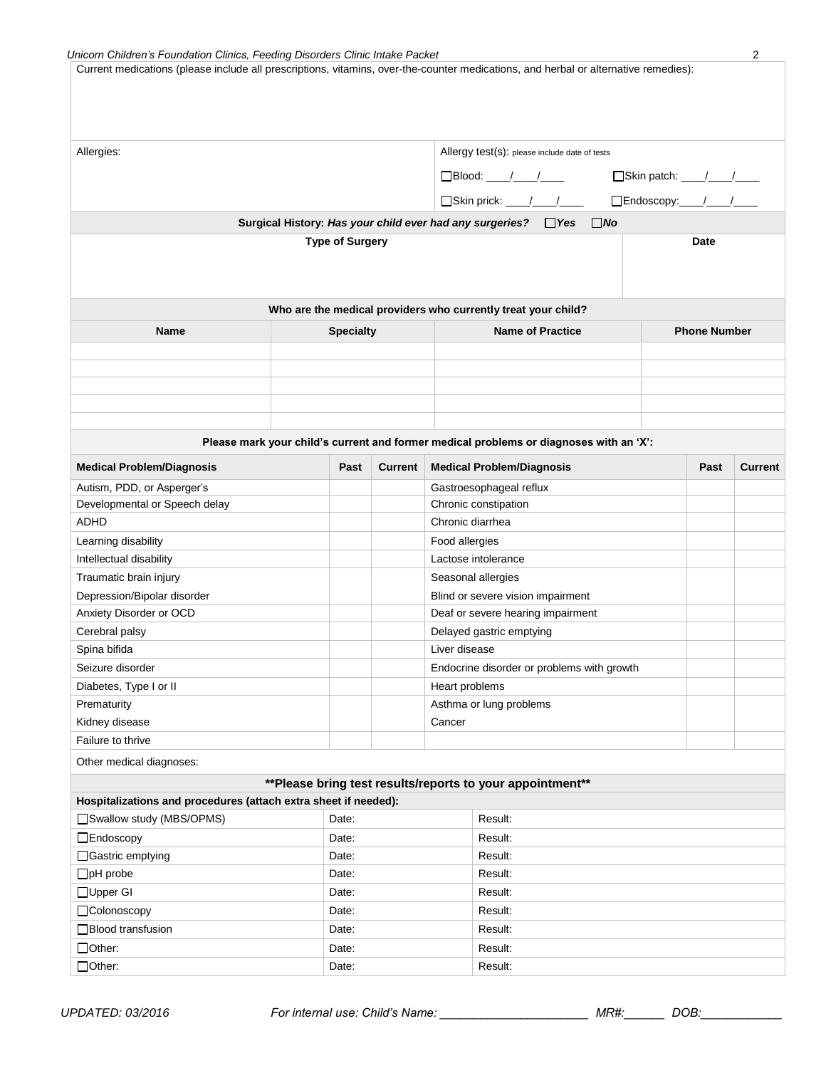Current medications (please include all prescriptions, vitamins, over-the-counter medications, and herbal or alternative remedies):

| Allergies: | Allergy test(s): please include date of tests |
|---|---|
| | ☐Blood: ____/____/____ ☐Skin patch: ____/____/____ |
| | ☐Skin prick: ____/____/____ ☐Endoscopy:____/____/____ |

**Surgical History:** ***Has your child ever had any surgeries?*** ☐***Yes*** ☐***No***

| Type of Surgery | Date |
|---|---|
| | |

**Who are the medical providers who currently treat your child?**

| Name | Specialty | Name of Practice | Phone Number |
|---|---|---|---|
| | | | |
| | | | |
| | | | |
| | | | |
| | | | |

**Please mark your child's current and former medical problems or diagnoses with an 'X':**

| Medical Problem/Diagnosis | Past | Current | Medical Problem/Diagnosis | Past | Current |
|---|---|---|---|---|---|
| Autism, PDD, or Asperger's | | | Gastroesophageal reflux | | |
| Developmental or Speech delay | | | Chronic constipation | | |
| ADHD | | | Chronic diarrhea | | |
| Learning disability | | | Food allergies | | |
| Intellectual disability | | | Lactose intolerance | | |
| Traumatic brain injury | | | Seasonal allergies | | |
| Depression/Bipolar disorder | | | Blind or severe vision impairment | | |
| Anxiety Disorder or OCD | | | Deaf or severe hearing impairment | | |
| Cerebral palsy | | | Delayed gastric emptying | | |
| Spina bifida | | | Liver disease | | |
| Seizure disorder | | | Endocrine disorder or problems with growth | | |
| Diabetes, Type I or II | | | Heart problems | | |
| Prematurity | | | Asthma or lung problems | | |
| Kidney disease | | | Cancer | | |
| Failure to thrive | | | | | |

Other medical diagnoses:

**\*\*Please bring test results/reports to your appointment\*\***

| Hospitalizations and procedures (attach extra sheet if needed): | | |
|---|---|---|
| ☐Swallow study (MBS/OPMS) | Date: | Result: |
| ☐Endoscopy | Date: | Result: |
| ☐Gastric emptying | Date: | Result: |
| ☐pH probe | Date: | Result: |
| ☐Upper GI | Date: | Result: |
| ☐Colonoscopy | Date: | Result: |
| ☐Blood transfusion | Date: | Result: |
| ☐Other: | Date: | Result: |
| ☐Other: | Date: | Result: |

*UPDATED: 03/2016* *For internal use: Child's Name: ______________________ MR#:______ DOB:____________*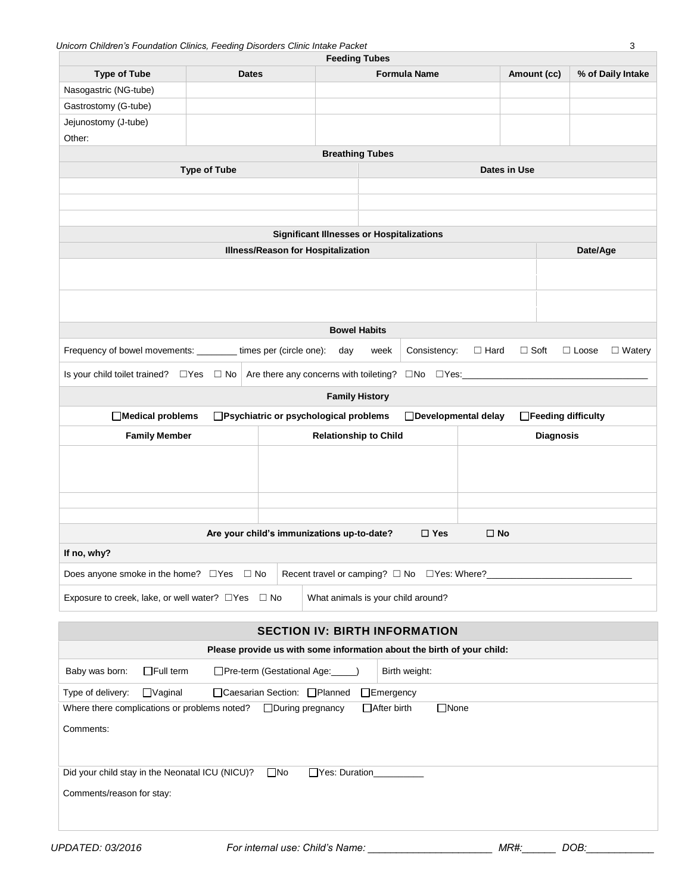## Feeding Tubes

| Type of Tube | Dates | Formula Name | Amount (cc) | % of Daily Intake |
|---|---|---|---|---|
| Nasogastric (NG-tube) | | | | |
| Gastrostomy (G-tube) | | | | |
| Jejunostomy (J-tube) | | | | |
| Other: | | | | |

## Breathing Tubes

| Type of Tube | Dates in Use |
|---|---|
| | |
| | |
| | |

## Significant Illnesses or Hospitalizations

| Illness/Reason for Hospitalization | Date/Age |
|---|---|
| | |
| | |

## Bowel Habits

Frequency of bowel movements: ________ times per (circle one): day week | Consistency: ☐ Hard ☐ Soft ☐ Loose ☐ Watery

Is your child toilet trained? ☐Yes ☐ No | Are there any concerns with toileting? ☐No ☐Yes:___________________________________

## Family History

☐**Medical problems** ☐**Psychiatric or psychological problems** ☐**Developmental delay** ☐**Feeding difficulty**

| Family Member | Relationship to Child | Diagnosis |
|---|---|---|
| | | |
| | | |
| | | |

**Are your child's immunizations up-to-date?** ☐ **Yes** ☐ **No**

**If no, why?**

Does anyone smoke in the home? ☐Yes ☐ No | Recent travel or camping? ☐ No ☐Yes: Where?___________________________

Exposure to creek, lake, or well water? ☐Yes ☐ No | What animals is your child around?

## SECTION IV: BIRTH INFORMATION

**Please provide us with some information about the birth of your child:**

Baby was born: ☐Full term ☐Pre-term (Gestational Age:_____) | Birth weight:

Type of delivery: ☐Vaginal ☐Caesarian Section: ☐Planned ☐Emergency

Where there complications or problems noted? ☐During pregnancy ☐After birth ☐None

Comments:

Did your child stay in the Neonatal ICU (NICU)? ☐No ☐Yes: Duration__________

Comments/reason for stay:

UPDATED: 03/2016 For internal use: Child's Name: ______________________ MR#:______ DOB:____________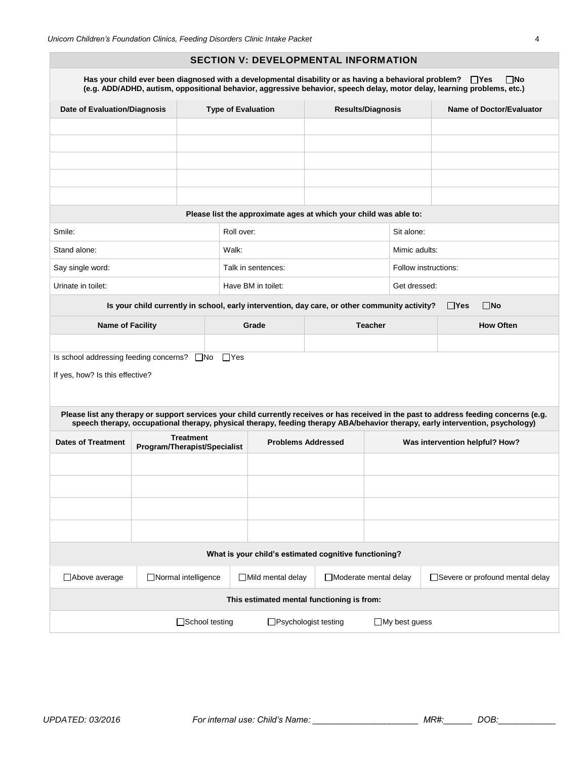## SECTION V: DEVELOPMENTAL INFORMATION

**Has your child ever been diagnosed with a developmental disability or as having a behavioral problem?** ☐**Yes** ☐**No**
**(e.g. ADD/ADHD, autism, oppositional behavior, aggressive behavior, speech delay, motor delay, learning problems, etc.)**

| Date of Evaluation/Diagnosis | Type of Evaluation | Results/Diagnosis | Name of Doctor/Evaluator |
|---|---|---|---|
| | | | |
| | | | |
| | | | |
| | | | |
| | | | |

**Please list the approximate ages at which your child was able to:**

| | | |
|---|---|---|
| Smile: | Roll over: | Sit alone: |
| Stand alone: | Walk: | Mimic adults: |
| Say single word: | Talk in sentences: | Follow instructions: |
| Urinate in toilet: | Have BM in toilet: | Get dressed: |

**Is your child currently in school, early intervention, day care, or other community activity?** ☐**Yes** ☐**No**

| Name of Facility | Grade | Teacher | How Often |
|---|---|---|---|
| | | | |

Is school addressing feeding concerns? ☐No ☐Yes

If yes, how? Is this effective?

**Please list any therapy or support services your child currently receives or has received in the past to address feeding concerns (e.g. speech therapy, occupational therapy, physical therapy, feeding therapy ABA/behavior therapy, early intervention, psychology)**

| Dates of Treatment | Treatment Program/Therapist/Specialist | Problems Addressed | Was intervention helpful? How? |
|---|---|---|---|
| | | | |
| | | | |
| | | | |
| | | | |

**What is your child's estimated cognitive functioning?**

☐Above average ☐Normal intelligence ☐Mild mental delay ☐Moderate mental delay ☐Severe or profound mental delay

**This estimated mental functioning is from:**

☐School testing ☐Psychologist testing ☐My best guess

*UPDATED: 03/2016* *For internal use: Child's Name: \_\_\_\_\_\_\_\_\_\_\_\_\_\_\_\_\_\_\_\_\_\_ MR#:\_\_\_\_\_\_ DOB:\_\_\_\_\_\_\_\_\_\_\_\_*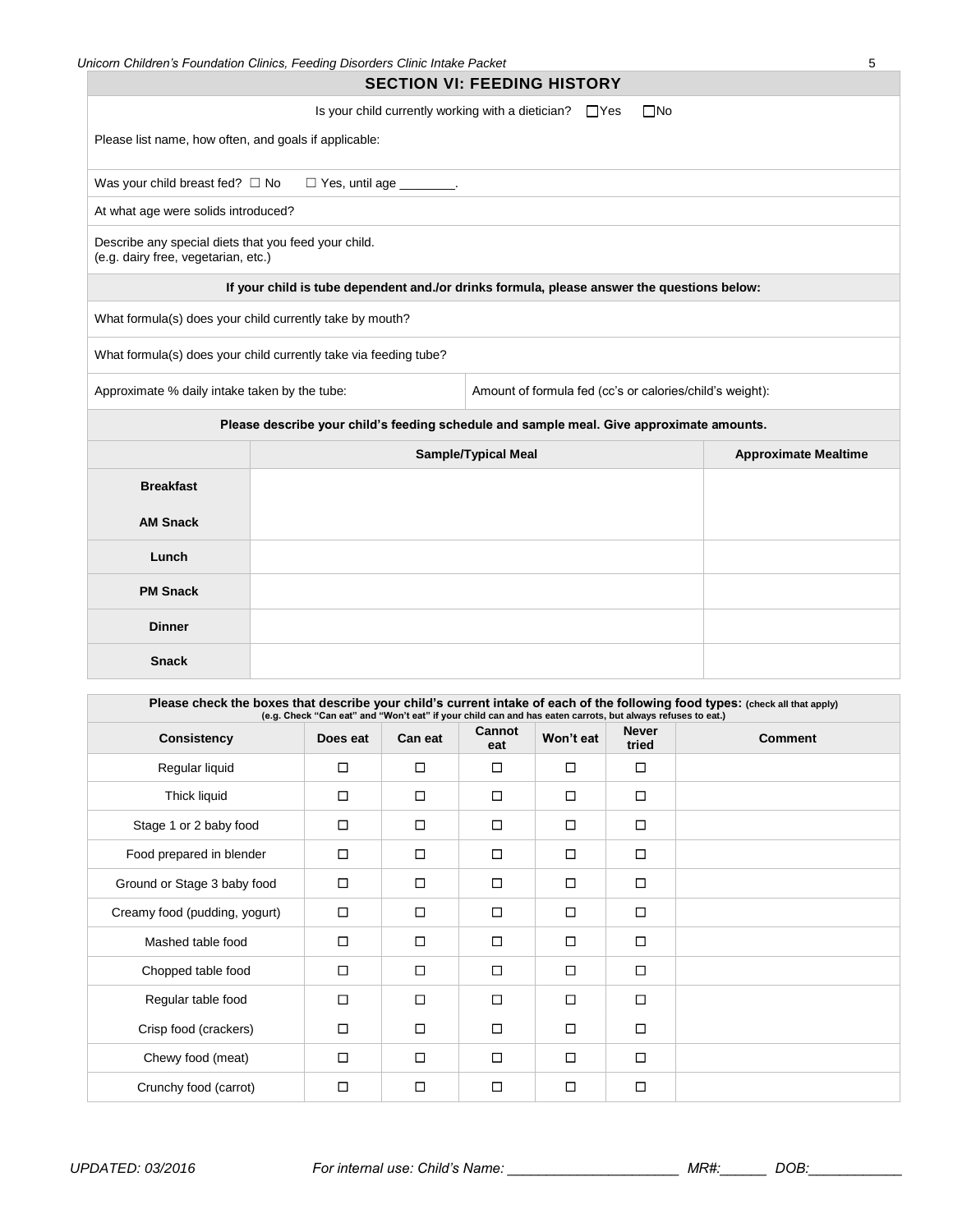## SECTION VI: FEEDING HISTORY

Is your child currently working with a dietician? ☐Yes ☐No

Please list name, how often, and goals if applicable:

Was your child breast fed? ☐ No ☐ Yes, until age ________.

At what age were solids introduced?

Describe any special diets that you feed your child.
(e.g. dairy free, vegetarian, etc.)

**If your child is tube dependent and./or drinks formula, please answer the questions below:**

What formula(s) does your child currently take by mouth?

What formula(s) does your child currently take via feeding tube?

| Approximate % daily intake taken by the tube: | Amount of formula fed (cc's or calories/child's weight): |
|---|---|

**Please describe your child's feeding schedule and sample meal. Give approximate amounts.**

| | Sample/Typical Meal | Approximate Mealtime |
|---|---|---|
| **Breakfast** | | |
| **AM Snack** | | |
| **Lunch** | | |
| **PM Snack** | | |
| **Dinner** | | |
| **Snack** | | |

**Please check the boxes that describe your child's current intake of each of the following food types:** (check all that apply)
(e.g. Check "Can eat" and "Won't eat" if your child can and has eaten carrots, but always refuses to eat.)

| Consistency | Does eat | Can eat | Cannot eat | Won't eat | Never tried | Comment |
|---|---|---|---|---|---|---|
| Regular liquid | ☐ | ☐ | ☐ | ☐ | ☐ | |
| Thick liquid | ☐ | ☐ | ☐ | ☐ | ☐ | |
| Stage 1 or 2 baby food | ☐ | ☐ | ☐ | ☐ | ☐ | |
| Food prepared in blender | ☐ | ☐ | ☐ | ☐ | ☐ | |
| Ground or Stage 3 baby food | ☐ | ☐ | ☐ | ☐ | ☐ | |
| Creamy food (pudding, yogurt) | ☐ | ☐ | ☐ | ☐ | ☐ | |
| Mashed table food | ☐ | ☐ | ☐ | ☐ | ☐ | |
| Chopped table food | ☐ | ☐ | ☐ | ☐ | ☐ | |
| Regular table food | ☐ | ☐ | ☐ | ☐ | ☐ | |
| Crisp food (crackers) | ☐ | ☐ | ☐ | ☐ | ☐ | |
| Chewy food (meat) | ☐ | ☐ | ☐ | ☐ | ☐ | |
| Crunchy food (carrot) | ☐ | ☐ | ☐ | ☐ | ☐ | |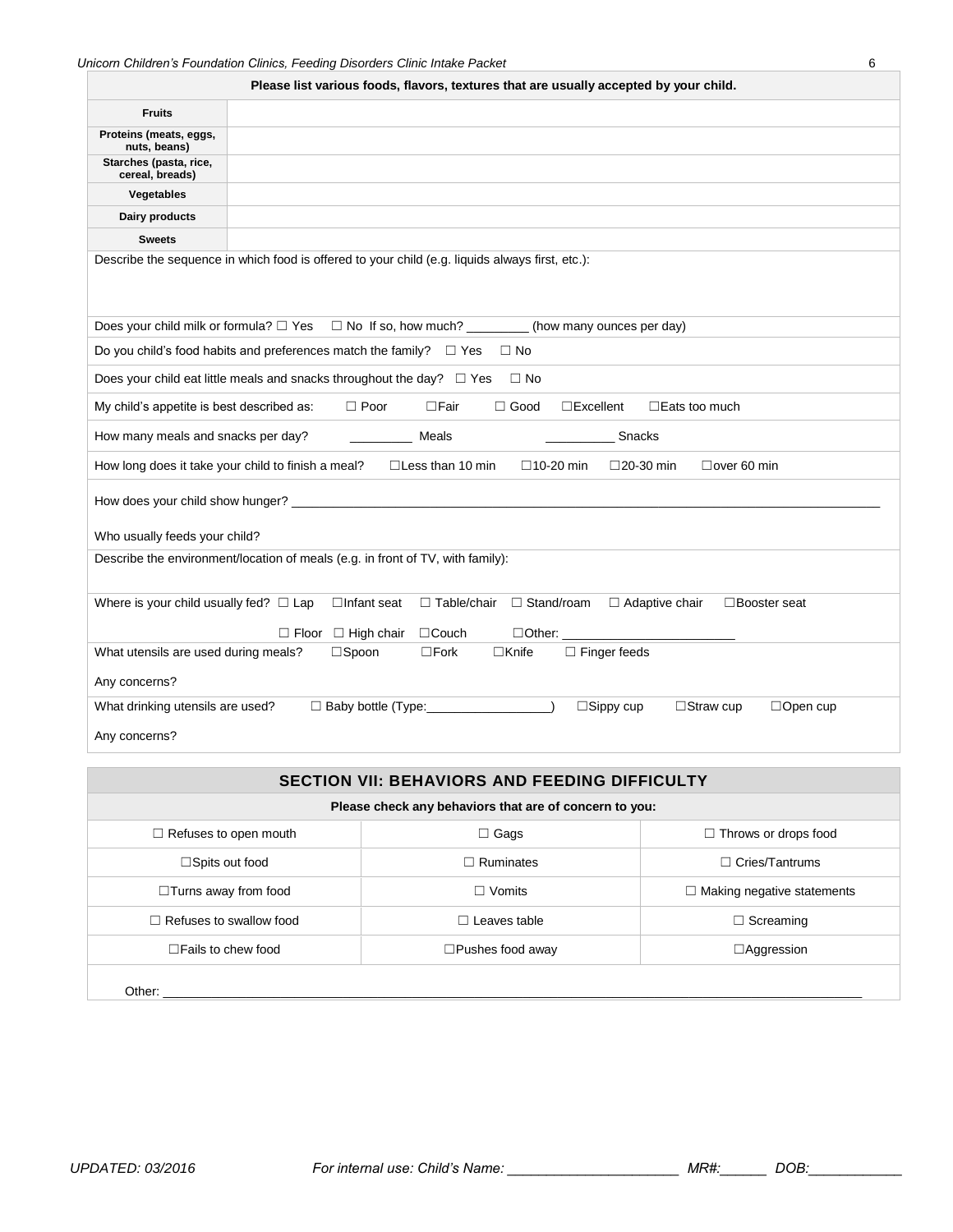| Please list various foods, flavors, textures that are usually accepted by your child. | |
|---|---|
| **Fruits** | |
| **Proteins (meats, eggs, nuts, beans)** | |
| **Starches (pasta, rice, cereal, breads)** | |
| **Vegetables** | |
| **Dairy products** | |
| **Sweets** | |

Describe the sequence in which food is offered to your child (e.g. liquids always first, etc.):

Does your child milk or formula? ☐ Yes ☐ No If so, how much? ________ (how many ounces per day)

Do you child's food habits and preferences match the family? ☐ Yes ☐ No

Does your child eat little meals and snacks throughout the day? ☐ Yes ☐ No

My child's appetite is best described as: ☐ Poor ☐Fair ☐ Good ☐Excellent ☐Eats too much

How many meals and snacks per day? _________ Meals __________ Snacks

How long does it take your child to finish a meal? ☐Less than 10 min ☐10-20 min ☐20-30 min ☐over 60 min

How does your child show hunger? ____________________

Who usually feeds your child?

Describe the environment/location of meals (e.g. in front of TV, with family):

Where is your child usually fed? ☐ Lap ☐Infant seat ☐ Table/chair ☐ Stand/roam ☐ Adaptive chair ☐Booster seat ☐ Floor ☐ High chair ☐Couch ☐Other: ____________________

What utensils are used during meals? ☐Spoon ☐Fork ☐Knife ☐ Finger feeds

Any concerns?

What drinking utensils are used? ☐ Baby bottle (Type:_________________) ☐Sippy cup ☐Straw cup ☐Open cup

Any concerns?

## SECTION VII: BEHAVIORS AND FEEDING DIFFICULTY

**Please check any behaviors that are of concern to you:**

| | | |
|---|---|---|
| ☐ Refuses to open mouth | ☐ Gags | ☐ Throws or drops food |
| ☐Spits out food | ☐ Ruminates | ☐ Cries/Tantrums |
| ☐Turns away from food | ☐ Vomits | ☐ Making negative statements |
| ☐ Refuses to swallow food | ☐ Leaves table | ☐ Screaming |
| ☐Fails to chew food | ☐Pushes food away | ☐Aggression |

Other: ____________________

UPDATED: 03/2016 For internal use: Child's Name: ____________________ MR#:______ DOB:____________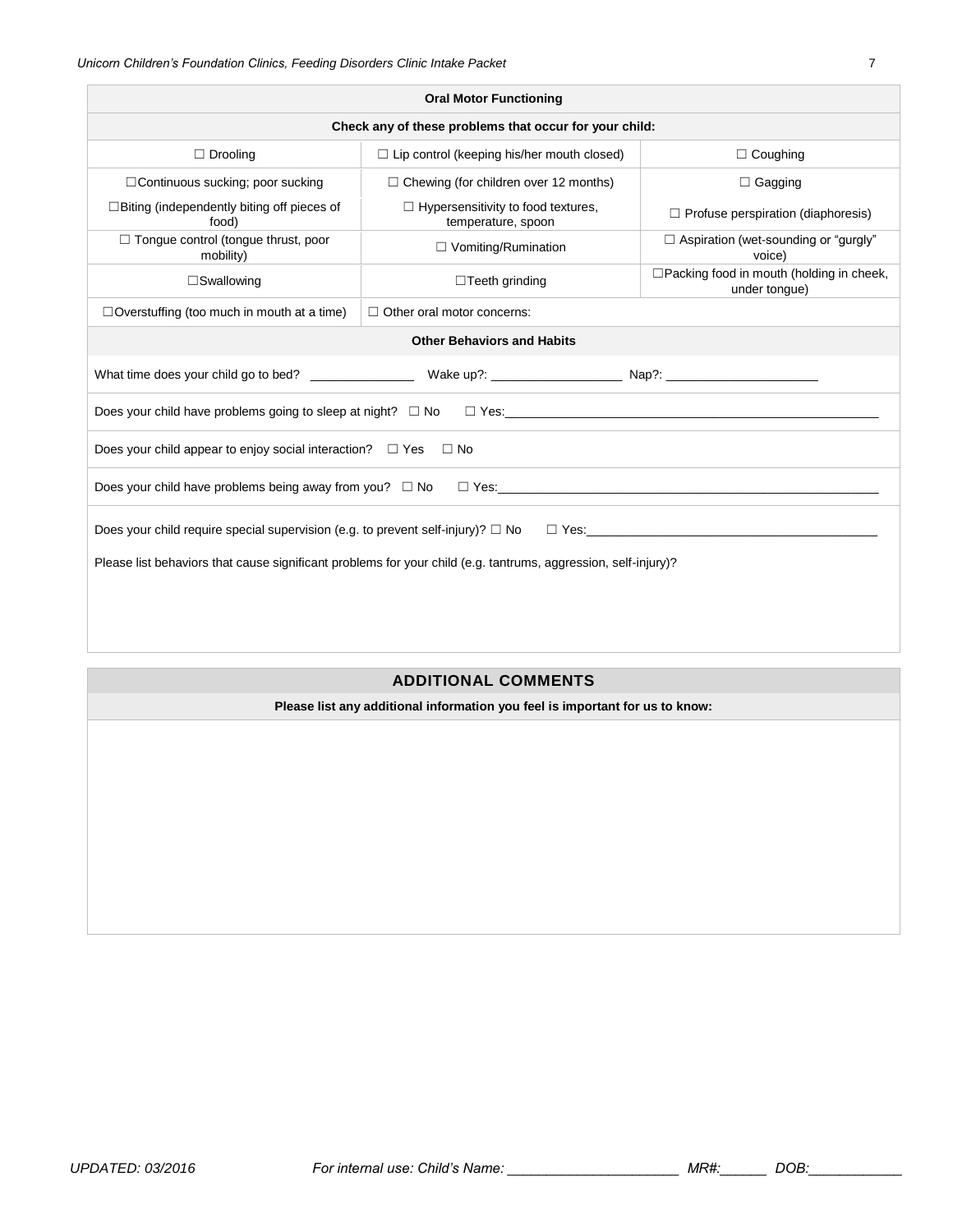| **Oral Motor Functioning** | | |
|---|---|---|
| **Check any of these problems that occur for your child:** | | |
| ☐ Drooling | ☐ Lip control (keeping his/her mouth closed) | ☐ Coughing |
| ☐Continuous sucking; poor sucking | ☐ Chewing (for children over 12 months) | ☐ Gagging |
| ☐Biting (independently biting off pieces of food) | ☐ Hypersensitivity to food textures, temperature, spoon | ☐ Profuse perspiration (diaphoresis) |
| ☐ Tongue control (tongue thrust, poor mobility) | ☐ Vomiting/Rumination | ☐ Aspiration (wet-sounding or "gurgly" voice) |
| ☐Swallowing | ☐Teeth grinding | ☐Packing food in mouth (holding in cheek, under tongue) |
| ☐Overstuffing (too much in mouth at a time) | ☐ Other oral motor concerns: | |

**Other Behaviors and Habits**

What time does your child go to bed? _______________ Wake up?: ___________________ Nap?: _____________________

Does your child have problems going to sleep at night? ☐ No ☐ Yes: _______________________________________________________

Does your child appear to enjoy social interaction? ☐ Yes ☐ No

Does your child have problems being away from you? ☐ No ☐ Yes: _______________________________________________________

Does your child require special supervision (e.g. to prevent self-injury)? ☐ No ☐ Yes: ________________________________________

Please list behaviors that cause significant problems for your child (e.g. tantrums, aggression, self-injury)?

## ADDITIONAL COMMENTS

**Please list any additional information you feel is important for us to know:**

*For internal use: Child's Name: ______________________ MR#:______ DOB:____________*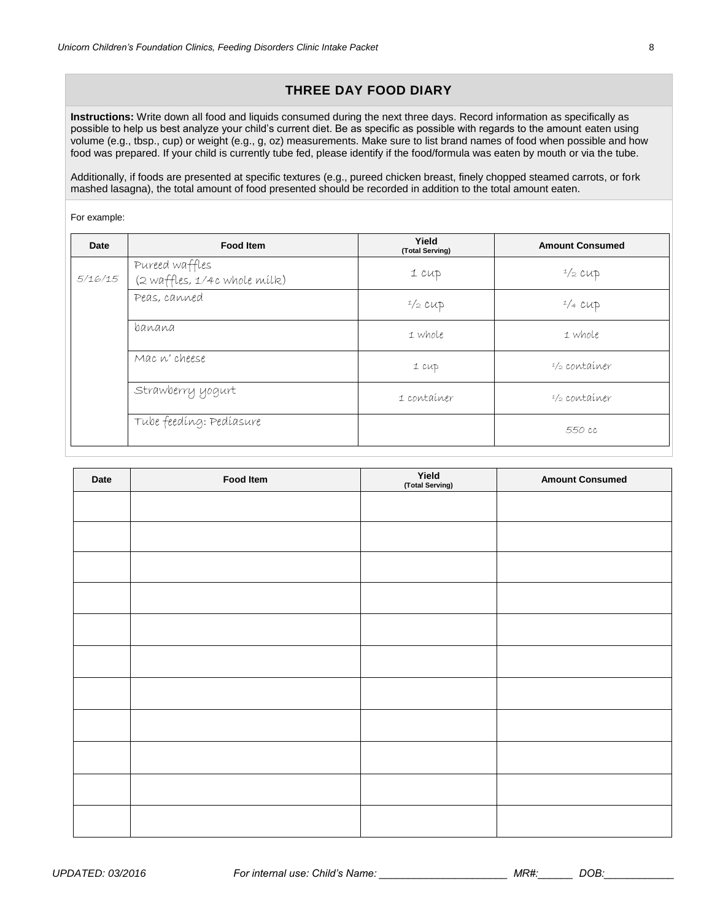## THREE DAY FOOD DIARY

**Instructions:** Write down all food and liquids consumed during the next three days. Record information as specifically as possible to help us best analyze your child's current diet. Be as specific as possible with regards to the amount eaten using volume (e.g., tbsp., cup) or weight (e.g., g, oz) measurements. Make sure to list brand names of food when possible and how food was prepared. If your child is currently tube fed, please identify if the food/formula was eaten by mouth or via the tube.

Additionally, if foods are presented at specific textures (e.g., pureed chicken breast, finely chopped steamed carrots, or fork mashed lasagna), the total amount of food presented should be recorded in addition to the total amount eaten.

For example:

| Date | Food Item | Yield (Total Serving) | Amount Consumed |
|---|---|---|---|
| 5/16/15 | Pureed waffles (2 waffles, 1/4c whole milk) | 1 cup | 1/2 cup |
| | Peas, canned | 1/2 cup | 1/4 cup |
| | banana | 1 whole | 1 whole |
| | Mac n' cheese | 1 cup | 1/2 container |
| | Strawberry yogurt | 1 container | 1/2 container |
| | Tube feeding: Pediasure | | 550 cc |

| Date | Food Item | Yield (Total Serving) | Amount Consumed |
|---|---|---|---|
| | | | |
| | | | |
| | | | |
| | | | |
| | | | |
| | | | |
| | | | |
| | | | |
| | | | |
| | | | |
| | | | |

UPDATED: 03/2016 For internal use: Child's Name: ______________________ MR#:______ DOB:____________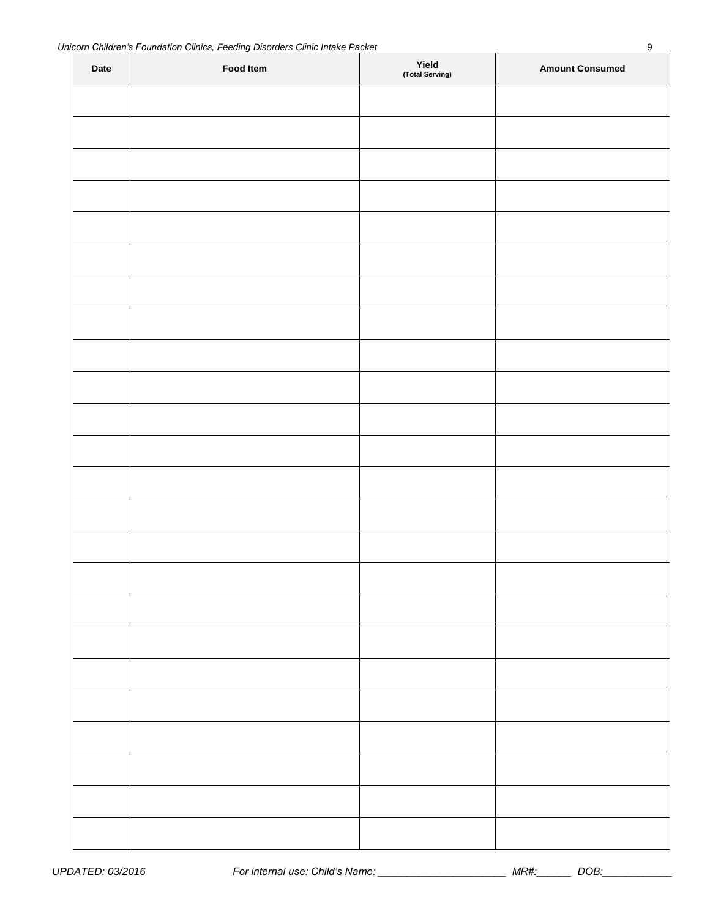| Date | Food Item | Yield (Total Serving) | Amount Consumed |
|---|---|---|---|
| | | | |
| | | | |
| | | | |
| | | | |
| | | | |
| | | | |
| | | | |
| | | | |
| | | | |
| | | | |
| | | | |
| | | | |
| | | | |
| | | | |
| | | | |
| | | | |
| | | | |
| | | | |
| | | | |
| | | | |
| | | | |
| | | | |
| | | | |
| | | | |
| | | | |

UPDATED: 03/2016 For internal use: Child's Name: ______________________ MR#:______ DOB:____________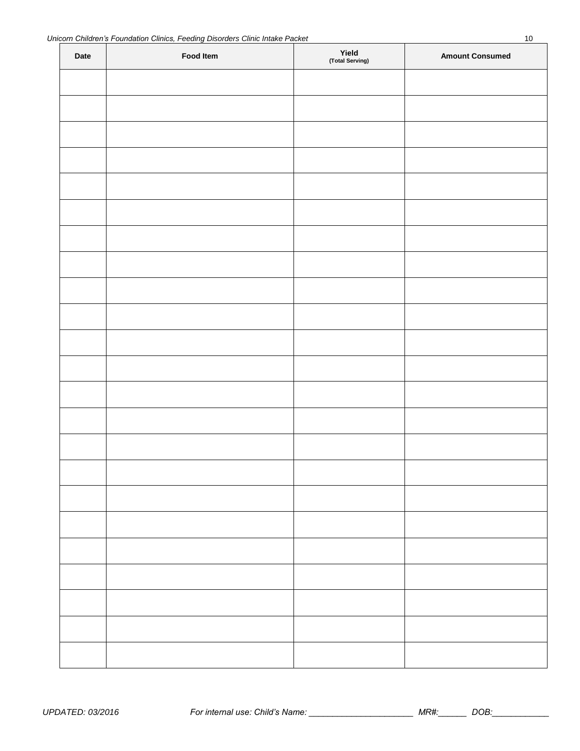| Date | Food Item | Yield (Total Serving) | Amount Consumed |
|---|---|---|---|
| | | | |
| | | | |
| | | | |
| | | | |
| | | | |
| | | | |
| | | | |
| | | | |
| | | | |
| | | | |
| | | | |
| | | | |
| | | | |
| | | | |
| | | | |
| | | | |
| | | | |
| | | | |
| | | | |
| | | | |
| | | | |
| | | | |
| | | | |
| | | | |

UPDATED: 03/2016 For internal use: Child's Name: ______________________ MR#:______ DOB:____________